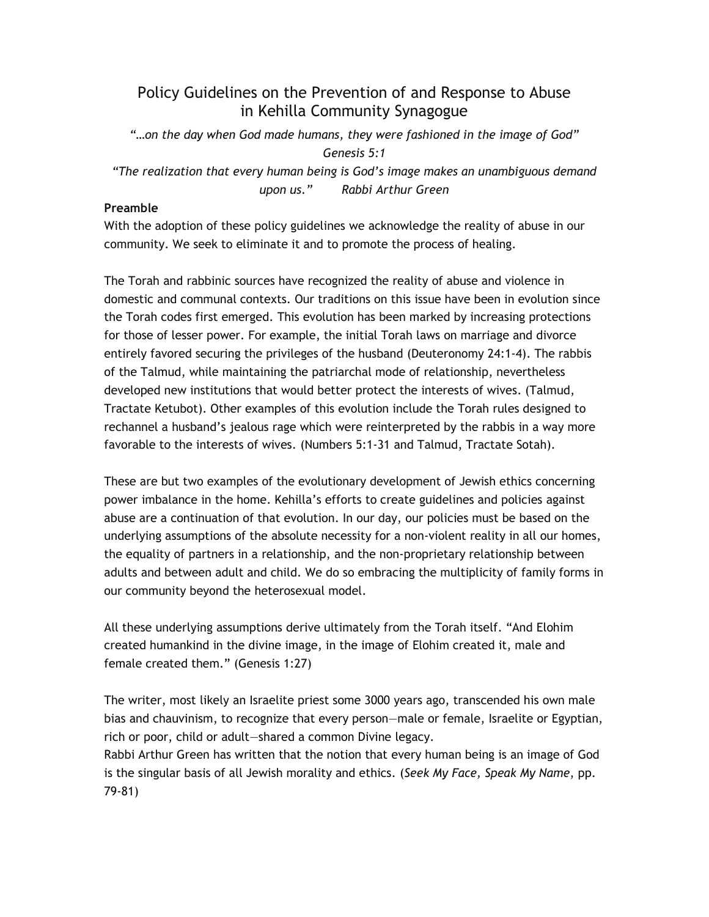# Policy Guidelines on the Prevention of and Response to Abuse in Kehilla Community Synagogue

*"…on the day when God made humans, they were fashioned in the image of God"*
*Genesis 5:1*

*"The realization that every human being is God's image makes an unambiguous demand upon us."* *Rabbi Arthur Green*

**Preamble**

With the adoption of these policy guidelines we acknowledge the reality of abuse in our community. We seek to eliminate it and to promote the process of healing.

The Torah and rabbinic sources have recognized the reality of abuse and violence in domestic and communal contexts. Our traditions on this issue have been in evolution since the Torah codes first emerged. This evolution has been marked by increasing protections for those of lesser power. For example, the initial Torah laws on marriage and divorce entirely favored securing the privileges of the husband (Deuteronomy 24:1-4). The rabbis of the Talmud, while maintaining the patriarchal mode of relationship, nevertheless developed new institutions that would better protect the interests of wives. (Talmud, Tractate Ketubot). Other examples of this evolution include the Torah rules designed to rechannel a husband's jealous rage which were reinterpreted by the rabbis in a way more favorable to the interests of wives. (Numbers 5:1-31 and Talmud, Tractate Sotah).

These are but two examples of the evolutionary development of Jewish ethics concerning power imbalance in the home. Kehilla's efforts to create guidelines and policies against abuse are a continuation of that evolution. In our day, our policies must be based on the underlying assumptions of the absolute necessity for a non-violent reality in all our homes, the equality of partners in a relationship, and the non-proprietary relationship between adults and between adult and child. We do so embracing the multiplicity of family forms in our community beyond the heterosexual model.

All these underlying assumptions derive ultimately from the Torah itself. "And Elohim created humankind in the divine image, in the image of Elohim created it, male and female created them." (Genesis 1:27)

The writer, most likely an Israelite priest some 3000 years ago, transcended his own male bias and chauvinism, to recognize that every person—male or female, Israelite or Egyptian, rich or poor, child or adult—shared a common Divine legacy.
Rabbi Arthur Green has written that the notion that every human being is an image of God is the singular basis of all Jewish morality and ethics. (*Seek My Face, Speak My Name*, pp. 79-81)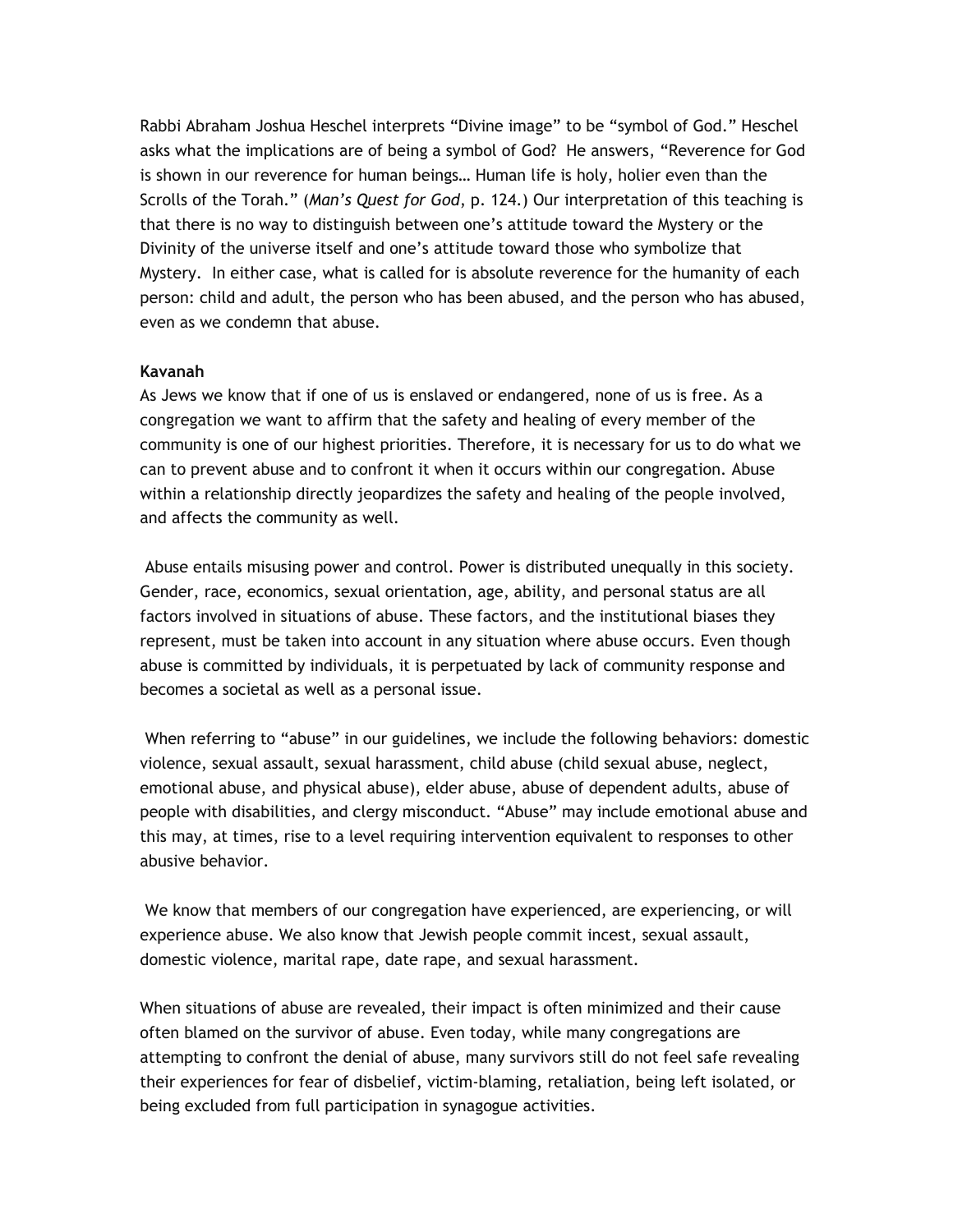Rabbi Abraham Joshua Heschel interprets “Divine image” to be “symbol of God.” Heschel asks what the implications are of being a symbol of God? He answers, “Reverence for God is shown in our reverence for human beings… Human life is holy, holier even than the Scrolls of the Torah.” (*Man’s Quest for God*, p. 124.) Our interpretation of this teaching is that there is no way to distinguish between one’s attitude toward the Mystery or the Divinity of the universe itself and one’s attitude toward those who symbolize that Mystery. In either case, what is called for is absolute reverence for the humanity of each person: child and adult, the person who has been abused, and the person who has abused, even as we condemn that abuse.

**Kavanah**

As Jews we know that if one of us is enslaved or endangered, none of us is free. As a congregation we want to affirm that the safety and healing of every member of the community is one of our highest priorities. Therefore, it is necessary for us to do what we can to prevent abuse and to confront it when it occurs within our congregation. Abuse within a relationship directly jeopardizes the safety and healing of the people involved, and affects the community as well.

Abuse entails misusing power and control. Power is distributed unequally in this society. Gender, race, economics, sexual orientation, age, ability, and personal status are all factors involved in situations of abuse. These factors, and the institutional biases they represent, must be taken into account in any situation where abuse occurs. Even though abuse is committed by individuals, it is perpetuated by lack of community response and becomes a societal as well as a personal issue.

When referring to “abuse” in our guidelines, we include the following behaviors: domestic violence, sexual assault, sexual harassment, child abuse (child sexual abuse, neglect, emotional abuse, and physical abuse), elder abuse, abuse of dependent adults, abuse of people with disabilities, and clergy misconduct. “Abuse” may include emotional abuse and this may, at times, rise to a level requiring intervention equivalent to responses to other abusive behavior.

We know that members of our congregation have experienced, are experiencing, or will experience abuse. We also know that Jewish people commit incest, sexual assault, domestic violence, marital rape, date rape, and sexual harassment.

When situations of abuse are revealed, their impact is often minimized and their cause often blamed on the survivor of abuse. Even today, while many congregations are attempting to confront the denial of abuse, many survivors still do not feel safe revealing their experiences for fear of disbelief, victim-blaming, retaliation, being left isolated, or being excluded from full participation in synagogue activities.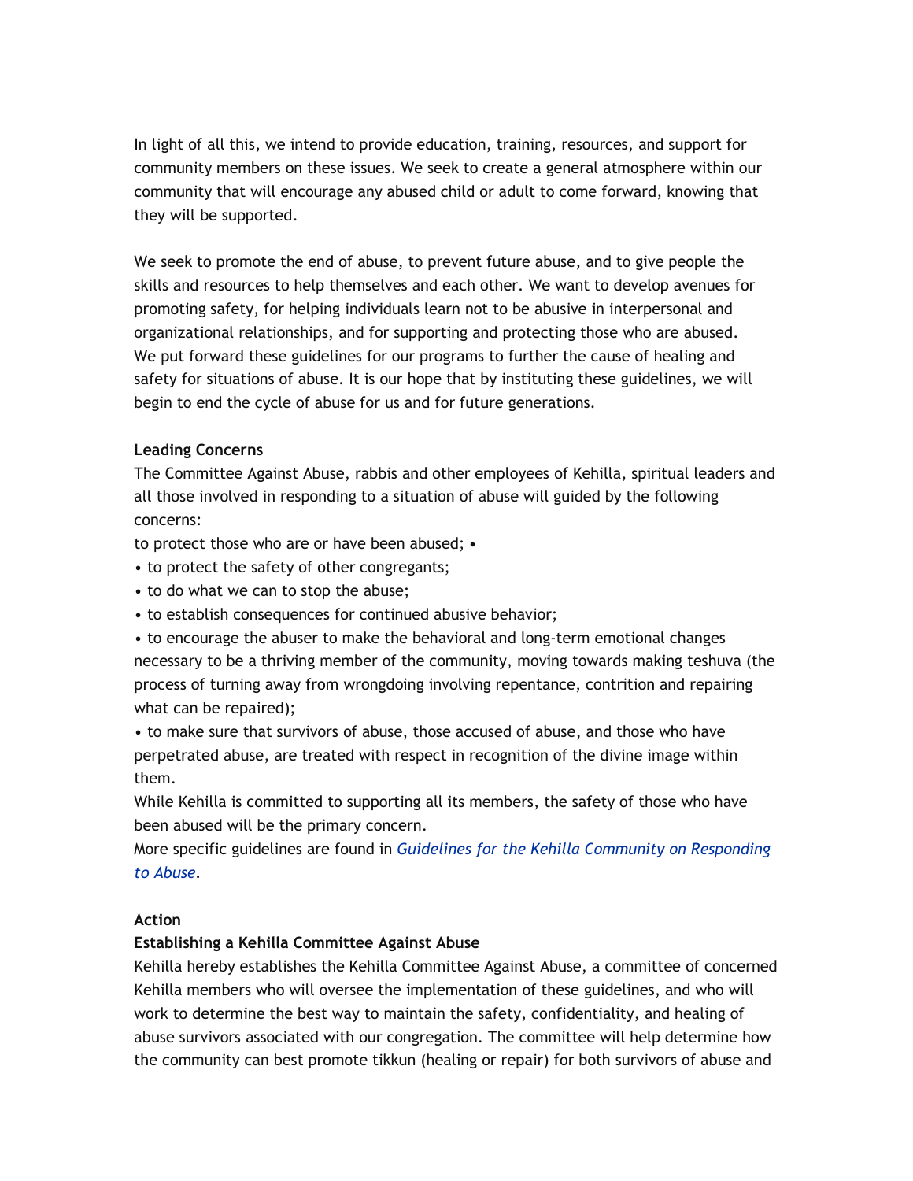In light of all this, we intend to provide education, training, resources, and support for community members on these issues. We seek to create a general atmosphere within our community that will encourage any abused child or adult to come forward, knowing that they will be supported.

We seek to promote the end of abuse, to prevent future abuse, and to give people the skills and resources to help themselves and each other. We want to develop avenues for promoting safety, for helping individuals learn not to be abusive in interpersonal and organizational relationships, and for supporting and protecting those who are abused. We put forward these guidelines for our programs to further the cause of healing and safety for situations of abuse. It is our hope that by instituting these guidelines, we will begin to end the cycle of abuse for us and for future generations.

**Leading Concerns**

The Committee Against Abuse, rabbis and other employees of Kehilla, spiritual leaders and all those involved in responding to a situation of abuse will guided by the following concerns:

to protect those who are or have been abused; •

- to protect the safety of other congregants;
- to do what we can to stop the abuse;
- to establish consequences for continued abusive behavior;
- to encourage the abuser to make the behavioral and long-term emotional changes necessary to be a thriving member of the community, moving towards making teshuva (the process of turning away from wrongdoing involving repentance, contrition and repairing what can be repaired);
- to make sure that survivors of abuse, those accused of abuse, and those who have perpetrated abuse, are treated with respect in recognition of the divine image within them.

While Kehilla is committed to supporting all its members, the safety of those who have been abused will be the primary concern.

More specific guidelines are found in *Guidelines for the Kehilla Community on Responding to Abuse*.

**Action**

**Establishing a Kehilla Committee Against Abuse**

Kehilla hereby establishes the Kehilla Committee Against Abuse, a committee of concerned Kehilla members who will oversee the implementation of these guidelines, and who will work to determine the best way to maintain the safety, confidentiality, and healing of abuse survivors associated with our congregation. The committee will help determine how the community can best promote tikkun (healing or repair) for both survivors of abuse and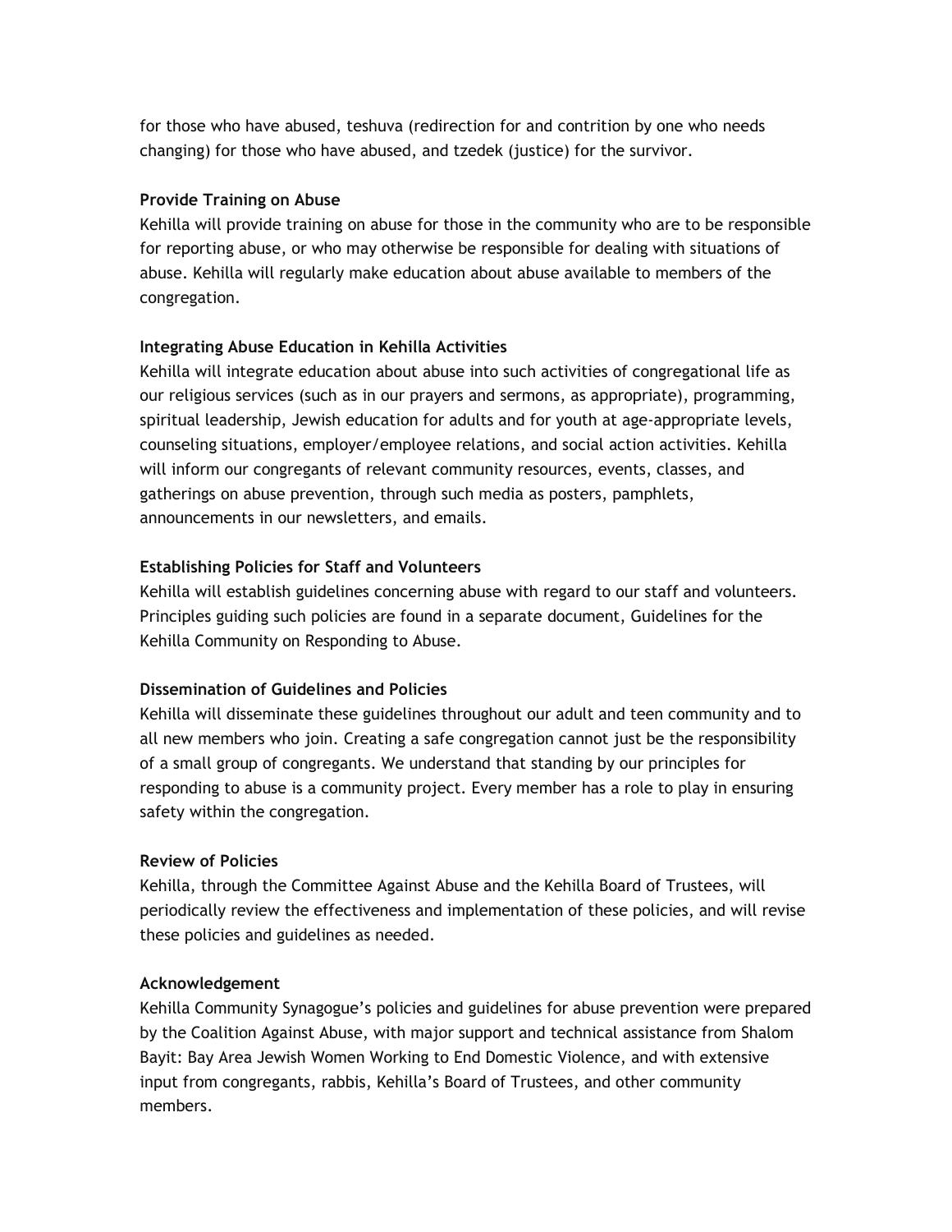for those who have abused, teshuva (redirection for and contrition by one who needs changing) for those who have abused, and tzedek (justice) for the survivor.

**Provide Training on Abuse**

Kehilla will provide training on abuse for those in the community who are to be responsible for reporting abuse, or who may otherwise be responsible for dealing with situations of abuse. Kehilla will regularly make education about abuse available to members of the congregation.

**Integrating Abuse Education in Kehilla Activities**

Kehilla will integrate education about abuse into such activities of congregational life as our religious services (such as in our prayers and sermons, as appropriate), programming, spiritual leadership, Jewish education for adults and for youth at age-appropriate levels, counseling situations, employer/employee relations, and social action activities. Kehilla will inform our congregants of relevant community resources, events, classes, and gatherings on abuse prevention, through such media as posters, pamphlets, announcements in our newsletters, and emails.

**Establishing Policies for Staff and Volunteers**

Kehilla will establish guidelines concerning abuse with regard to our staff and volunteers. Principles guiding such policies are found in a separate document, Guidelines for the Kehilla Community on Responding to Abuse.

**Dissemination of Guidelines and Policies**

Kehilla will disseminate these guidelines throughout our adult and teen community and to all new members who join. Creating a safe congregation cannot just be the responsibility of a small group of congregants. We understand that standing by our principles for responding to abuse is a community project. Every member has a role to play in ensuring safety within the congregation.

**Review of Policies**

Kehilla, through the Committee Against Abuse and the Kehilla Board of Trustees, will periodically review the effectiveness and implementation of these policies, and will revise these policies and guidelines as needed.

**Acknowledgement**

Kehilla Community Synagogue's policies and guidelines for abuse prevention were prepared by the Coalition Against Abuse, with major support and technical assistance from Shalom Bayit: Bay Area Jewish Women Working to End Domestic Violence, and with extensive input from congregants, rabbis, Kehilla's Board of Trustees, and other community members.